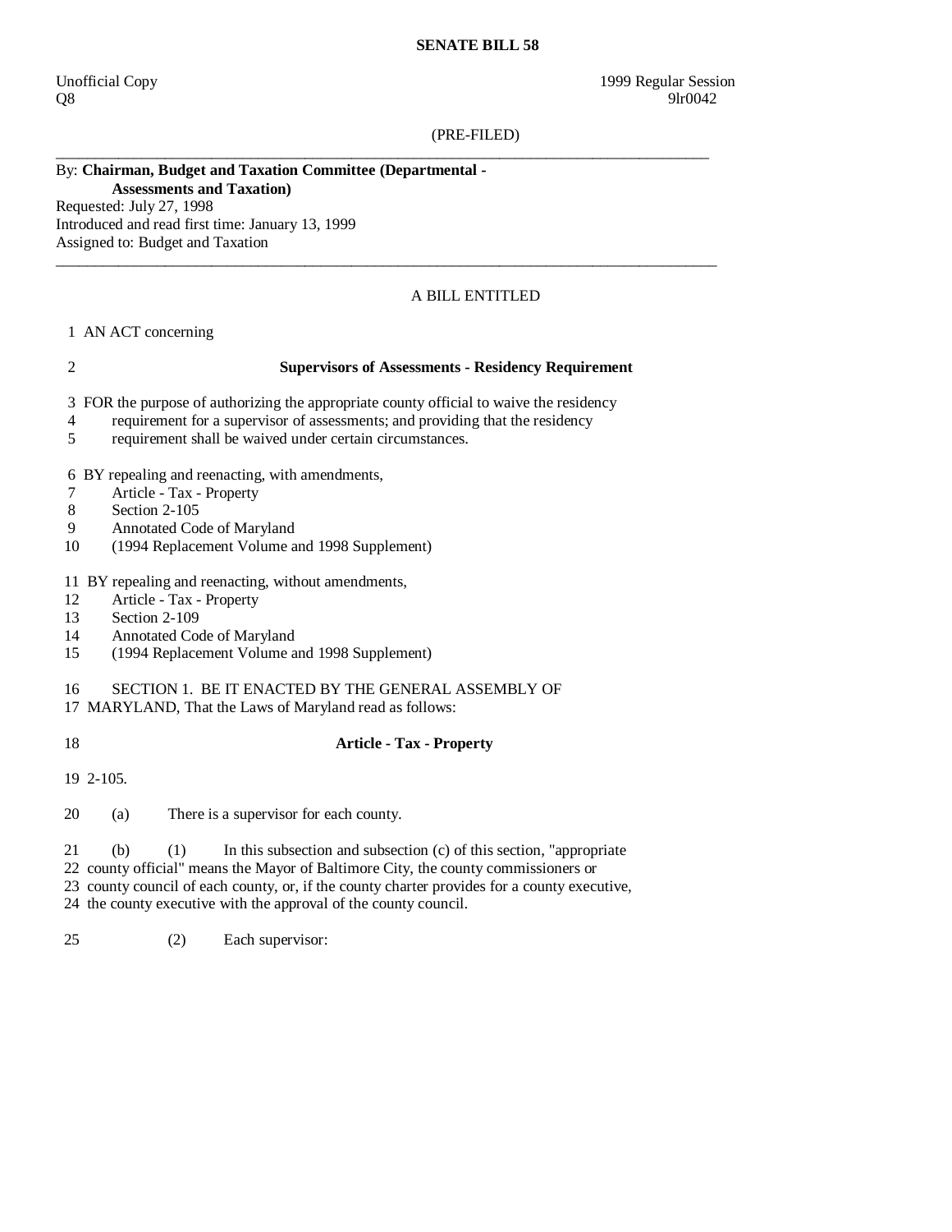**SENATE BILL 58**

Unofficial Copy 1999 Regular Session
Q8 9lr0042

(PRE-FILED)

---

By: **Chairman, Budget and Taxation Committee (Departmental - Assessments and Taxation)**
Requested: July 27, 1998
Introduced and read first time: January 13, 1999
Assigned to: Budget and Taxation

---

A BILL ENTITLED

1 AN ACT concerning

2 **Supervisors of Assessments - Residency Requirement**

3 FOR the purpose of authorizing the appropriate county official to waive the residency
4 requirement for a supervisor of assessments; and providing that the residency
5 requirement shall be waived under certain circumstances.

6 BY repealing and reenacting, with amendments,
7 Article - Tax - Property
8 Section 2-105
9 Annotated Code of Maryland
10 (1994 Replacement Volume and 1998 Supplement)

11 BY repealing and reenacting, without amendments,
12 Article - Tax - Property
13 Section 2-109
14 Annotated Code of Maryland
15 (1994 Replacement Volume and 1998 Supplement)

16 SECTION 1. BE IT ENACTED BY THE GENERAL ASSEMBLY OF
17 MARYLAND, That the Laws of Maryland read as follows:

18 **Article - Tax - Property**

19 2-105.

20 (a) There is a supervisor for each county.

21 (b) (1) In this subsection and subsection (c) of this section, "appropriate
22 county official" means the Mayor of Baltimore City, the county commissioners or
23 county council of each county, or, if the county charter provides for a county executive,
24 the county executive with the approval of the county council.

25 (2) Each supervisor: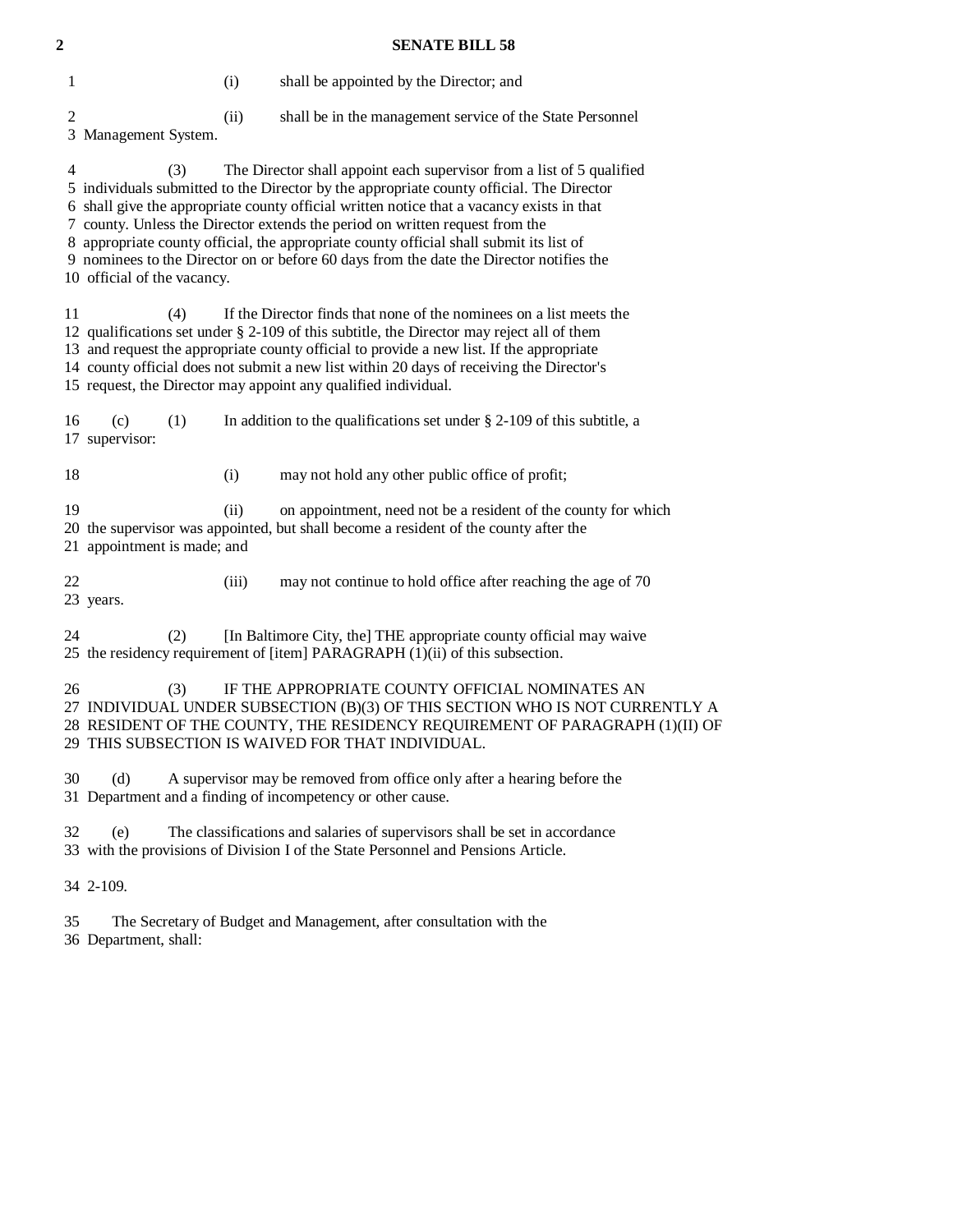(i) shall be appointed by the Director; and

(ii) shall be in the management service of the State Personnel Management System.

(3) The Director shall appoint each supervisor from a list of 5 qualified individuals submitted to the Director by the appropriate county official. The Director shall give the appropriate county official written notice that a vacancy exists in that county. Unless the Director extends the period on written request from the appropriate county official, the appropriate county official shall submit its list of nominees to the Director on or before 60 days from the date the Director notifies the official of the vacancy.

(4) If the Director finds that none of the nominees on a list meets the qualifications set under § 2-109 of this subtitle, the Director may reject all of them and request the appropriate county official to provide a new list. If the appropriate county official does not submit a new list within 20 days of receiving the Director's request, the Director may appoint any qualified individual.

(c) (1) In addition to the qualifications set under § 2-109 of this subtitle, a supervisor:

(i) may not hold any other public office of profit;

(ii) on appointment, need not be a resident of the county for which the supervisor was appointed, but shall become a resident of the county after the appointment is made; and

(iii) may not continue to hold office after reaching the age of 70 years.

(2) [In Baltimore City, the] THE appropriate county official may waive the residency requirement of [item] PARAGRAPH (1)(ii) of this subsection.

(3) IF THE APPROPRIATE COUNTY OFFICIAL NOMINATES AN INDIVIDUAL UNDER SUBSECTION (B)(3) OF THIS SECTION WHO IS NOT CURRENTLY A RESIDENT OF THE COUNTY, THE RESIDENCY REQUIREMENT OF PARAGRAPH (1)(II) OF THIS SUBSECTION IS WAIVED FOR THAT INDIVIDUAL.

(d) A supervisor may be removed from office only after a hearing before the Department and a finding of incompetency or other cause.

(e) The classifications and salaries of supervisors shall be set in accordance with the provisions of Division I of the State Personnel and Pensions Article.

2-109.

The Secretary of Budget and Management, after consultation with the Department, shall: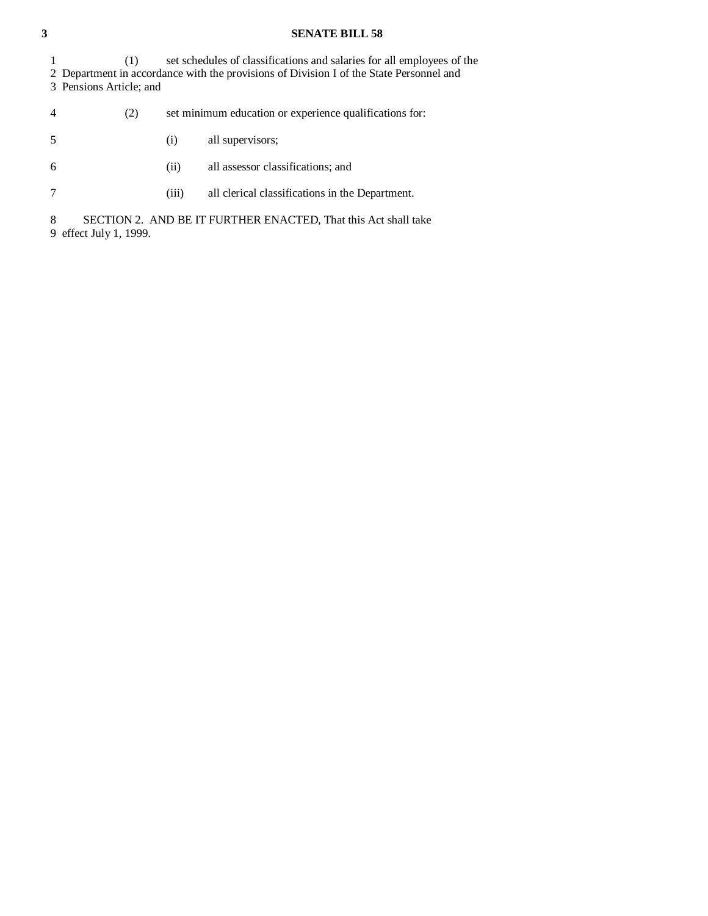(1) set schedules of classifications and salaries for all employees of the Department in accordance with the provisions of Division I of the State Personnel and Pensions Article; and

(2) set minimum education or experience qualifications for:

(i) all supervisors;

(ii) all assessor classifications; and

(iii) all clerical classifications in the Department.

SECTION 2. AND BE IT FURTHER ENACTED, That this Act shall take effect July 1, 1999.